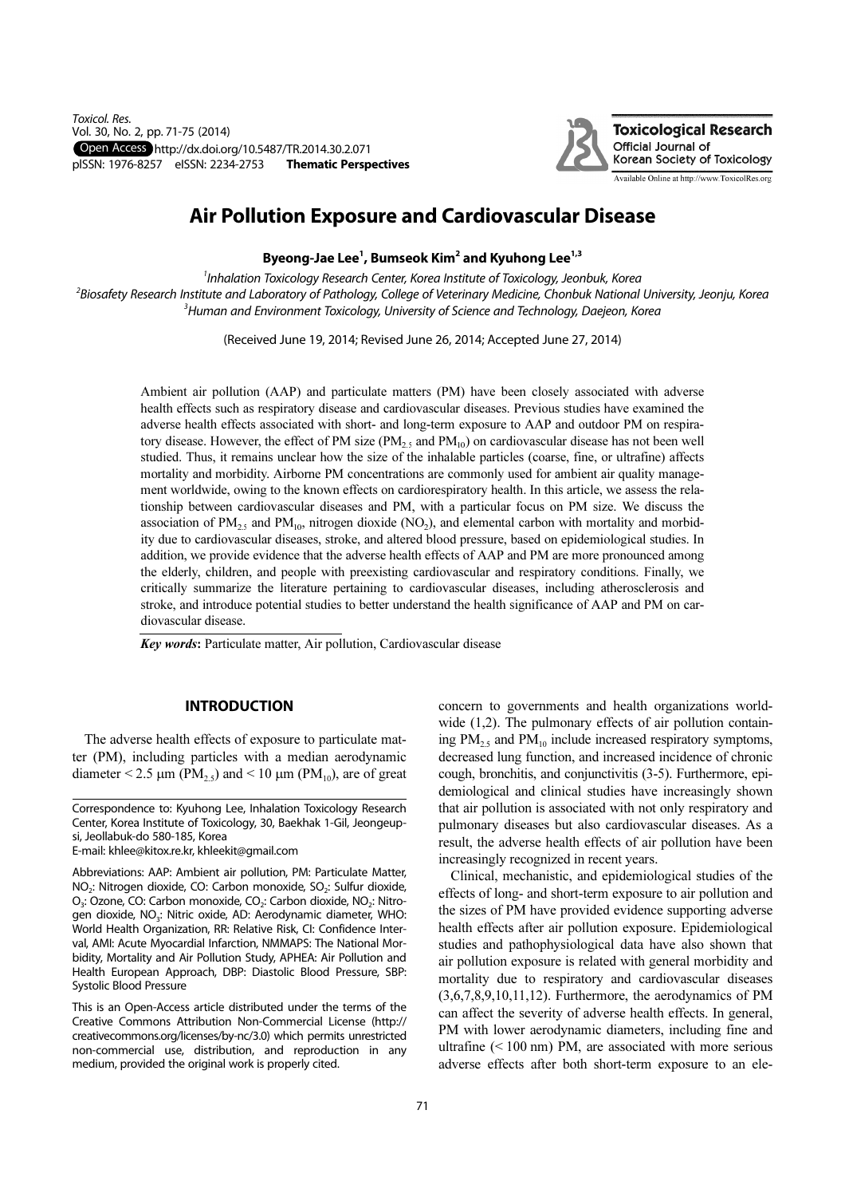Toxicol. Res.
Vol. 30, No. 2, pp. 71-75 (2014)
Open Access http://dx.doi.org/10.5487/TR.2014.30.2.071
pISSN: 1976-8257 eISSN: 2234-2753 **Thematic Perspectives**

# Air Pollution Exposure and Cardiovascular Disease

**Byeong-Jae Lee[1], Bumseok Kim[2] and Kyuhong Lee[1,3]**

[1]*Inhalation Toxicology Research Center, Korea Institute of Toxicology, Jeonbuk, Korea*
[2]*Biosafety Research Institute and Laboratory of Pathology, College of Veterinary Medicine, Chonbuk National University, Jeonju, Korea*
[3]*Human and Environment Toxicology, University of Science and Technology, Daejeon, Korea*

(Received June 19, 2014; Revised June 26, 2014; Accepted June 27, 2014)

Ambient air pollution (AAP) and particulate matters (PM) have been closely associated with adverse health effects such as respiratory disease and cardiovascular diseases. Previous studies have examined the adverse health effects associated with short- and long-term exposure to AAP and outdoor PM on respiratory disease. However, the effect of PM size ($PM_{2.5}$ and $PM_{10}$) on cardiovascular disease has not been well studied. Thus, it remains unclear how the size of the inhalable particles (coarse, fine, or ultrafine) affects mortality and morbidity. Airborne PM concentrations are commonly used for ambient air quality management worldwide, owing to the known effects on cardiorespiratory health. In this article, we assess the relationship between cardiovascular diseases and PM, with a particular focus on PM size. We discuss the association of $PM_{2.5}$ and $PM_{10}$, nitrogen dioxide ($NO_2$), and elemental carbon with mortality and morbidity due to cardiovascular diseases, stroke, and altered blood pressure, based on epidemiological studies. In addition, we provide evidence that the adverse health effects of AAP and PM are more pronounced among the elderly, children, and people with preexisting cardiovascular and respiratory conditions. Finally, we critically summarize the literature pertaining to cardiovascular diseases, including atherosclerosis and stroke, and introduce potential studies to better understand the health significance of AAP and PM on cardiovascular disease.

***Key words*:** Particulate matter, Air pollution, Cardiovascular disease

## INTRODUCTION

The adverse health effects of exposure to particulate matter (PM), including particles with a median aerodynamic diameter < 2.5 μm ($PM_{2.5}$) and < 10 μm ($PM_{10}$), are of great concern to governments and health organizations worldwide (1,2). The pulmonary effects of air pollution containing $PM_{2.5}$ and $PM_{10}$ include increased respiratory symptoms, decreased lung function, and increased incidence of chronic cough, bronchitis, and conjunctivitis (3-5). Furthermore, epidemiological and clinical studies have increasingly shown that air pollution is associated with not only respiratory and pulmonary diseases but also cardiovascular diseases. As a result, the adverse health effects of air pollution have been increasingly recognized in recent years.

Clinical, mechanistic, and epidemiological studies of the effects of long- and short-term exposure to air pollution and the sizes of PM have provided evidence supporting adverse health effects after air pollution exposure. Epidemiological studies and pathophysiological data have also shown that air pollution exposure is related with general morbidity and mortality due to respiratory and cardiovascular diseases (3,6,7,8,9,10,11,12). Furthermore, the aerodynamics of PM can affect the severity of adverse health effects. In general, PM with lower aerodynamic diameters, including fine and ultrafine (< 100 nm) PM, are associated with more serious adverse effects after both short-term exposure to an ele-

---

Correspondence to: Kyuhong Lee, Inhalation Toxicology Research Center, Korea Institute of Toxicology, 30, Baekhak 1-Gil, Jeongeup-si, Jeollabuk-do 580-185, Korea
E-mail: khlee@kitox.re.kr, khleekit@gmail.com

Abbreviations: AAP: Ambient air pollution, PM: Particulate Matter, $NO_2$: Nitrogen dioxide, CO: Carbon monoxide, $SO_2$: Sulfur dioxide, $O_3$: Ozone, CO: Carbon monoxide, $CO_2$: Carbon dioxide, $NO_2$: Nitrogen dioxide, $NO_3$: Nitric oxide, AD: Aerodynamic diameter, WHO: World Health Organization, RR: Relative Risk, CI: Confidence Interval, AMI: Acute Myocardial Infarction, NMMAPS: The National Morbidity, Mortality and Air Pollution Study, APHEA: Air Pollution and Health European Approach, DBP: Diastolic Blood Pressure, SBP: Systolic Blood Pressure

This is an Open-Access article distributed under the terms of the Creative Commons Attribution Non-Commercial License (http://creativecommons.org/licenses/by-nc/3.0) which permits unrestricted non-commercial use, distribution, and reproduction in any medium, provided the original work is properly cited.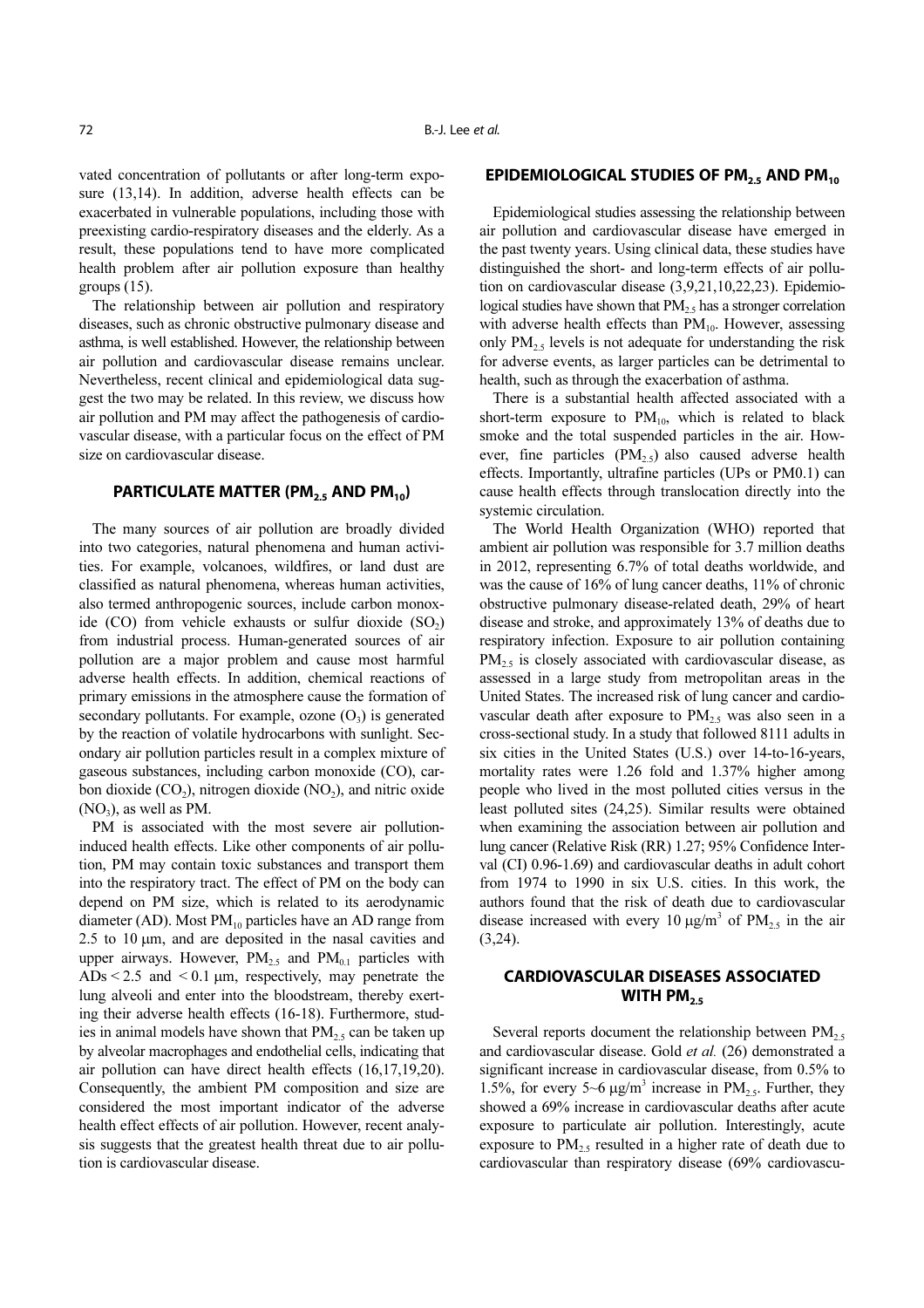vated concentration of pollutants or after long-term exposure (13,14). In addition, adverse health effects can be exacerbated in vulnerable populations, including those with preexisting cardio-respiratory diseases and the elderly. As a result, these populations tend to have more complicated health problem after air pollution exposure than healthy groups (15).

The relationship between air pollution and respiratory diseases, such as chronic obstructive pulmonary disease and asthma, is well established. However, the relationship between air pollution and cardiovascular disease remains unclear. Nevertheless, recent clinical and epidemiological data suggest the two may be related. In this review, we discuss how air pollution and PM may affect the pathogenesis of cardiovascular disease, with a particular focus on the effect of PM size on cardiovascular disease.

## PARTICULATE MATTER ($PM_{2.5}$ AND $PM_{10}$)

The many sources of air pollution are broadly divided into two categories, natural phenomena and human activities. For example, volcanoes, wildfires, or land dust are classified as natural phenomena, whereas human activities, also termed anthropogenic sources, include carbon monoxide (CO) from vehicle exhausts or sulfur dioxide ($SO_2$) from industrial process. Human-generated sources of air pollution are a major problem and cause most harmful adverse health effects. In addition, chemical reactions of primary emissions in the atmosphere cause the formation of secondary pollutants. For example, ozone ($O_3$) is generated by the reaction of volatile hydrocarbons with sunlight. Secondary air pollution particles result in a complex mixture of gaseous substances, including carbon monoxide (CO), carbon dioxide ($CO_2$), nitrogen dioxide ($NO_2$), and nitric oxide ($NO_3$), as well as PM.

PM is associated with the most severe air pollution-induced health effects. Like other components of air pollution, PM may contain toxic substances and transport them into the respiratory tract. The effect of PM on the body can depend on PM size, which is related to its aerodynamic diameter (AD). Most $PM_{10}$ particles have an AD range from 2.5 to 10 μm, and are deposited in the nasal cavities and upper airways. However, $PM_{2.5}$ and $PM_{0.1}$ particles with ADs < 2.5 and < 0.1 μm, respectively, may penetrate the lung alveoli and enter into the bloodstream, thereby exerting their adverse health effects (16-18). Furthermore, studies in animal models have shown that $PM_{2.5}$ can be taken up by alveolar macrophages and endothelial cells, indicating that air pollution can have direct health effects (16,17,19,20). Consequently, the ambient PM composition and size are considered the most important indicator of the adverse health effect effects of air pollution. However, recent analysis suggests that the greatest health threat due to air pollution is cardiovascular disease.

## EPIDEMIOLOGICAL STUDIES OF $PM_{2.5}$ AND $PM_{10}$

Epidemiological studies assessing the relationship between air pollution and cardiovascular disease have emerged in the past twenty years. Using clinical data, these studies have distinguished the short- and long-term effects of air pollution on cardiovascular disease (3,9,21,10,22,23). Epidemiological studies have shown that $PM_{2.5}$ has a stronger correlation with adverse health effects than $PM_{10}$. However, assessing only $PM_{2.5}$ levels is not adequate for understanding the risk for adverse events, as larger particles can be detrimental to health, such as through the exacerbation of asthma.

There is a substantial health affected associated with a short-term exposure to $PM_{10}$, which is related to black smoke and the total suspended particles in the air. However, fine particles ($PM_{2.5}$) also caused adverse health effects. Importantly, ultrafine particles (UPs or PM0.1) can cause health effects through translocation directly into the systemic circulation.

The World Health Organization (WHO) reported that ambient air pollution was responsible for 3.7 million deaths in 2012, representing 6.7% of total deaths worldwide, and was the cause of 16% of lung cancer deaths, 11% of chronic obstructive pulmonary disease-related death, 29% of heart disease and stroke, and approximately 13% of deaths due to respiratory infection. Exposure to air pollution containing $PM_{2.5}$ is closely associated with cardiovascular disease, as assessed in a large study from metropolitan areas in the United States. The increased risk of lung cancer and cardiovascular death after exposure to $PM_{2.5}$ was also seen in a cross-sectional study. In a study that followed 8111 adults in six cities in the United States (U.S.) over 14-to-16-years, mortality rates were 1.26 fold and 1.37% higher among people who lived in the most polluted cities versus in the least polluted sites (24,25). Similar results were obtained when examining the association between air pollution and lung cancer (Relative Risk (RR) 1.27; 95% Confidence Interval (CI) 0.96-1.69) and cardiovascular deaths in adult cohort from 1974 to 1990 in six U.S. cities. In this work, the authors found that the risk of death due to cardiovascular disease increased with every 10 μg/m$^3$ of $PM_{2.5}$ in the air (3,24).

## CARDIOVASCULAR DISEASES ASSOCIATED WITH $PM_{2.5}$

Several reports document the relationship between $PM_{2.5}$ and cardiovascular disease. Gold *et al.* (26) demonstrated a significant increase in cardiovascular disease, from 0.5% to 1.5%, for every 5~6 μg/m$^3$ increase in $PM_{2.5}$. Further, they showed a 69% increase in cardiovascular deaths after acute exposure to particulate air pollution. Interestingly, acute exposure to $PM_{2.5}$ resulted in a higher rate of death due to cardiovascular than respiratory disease (69% cardiovascu-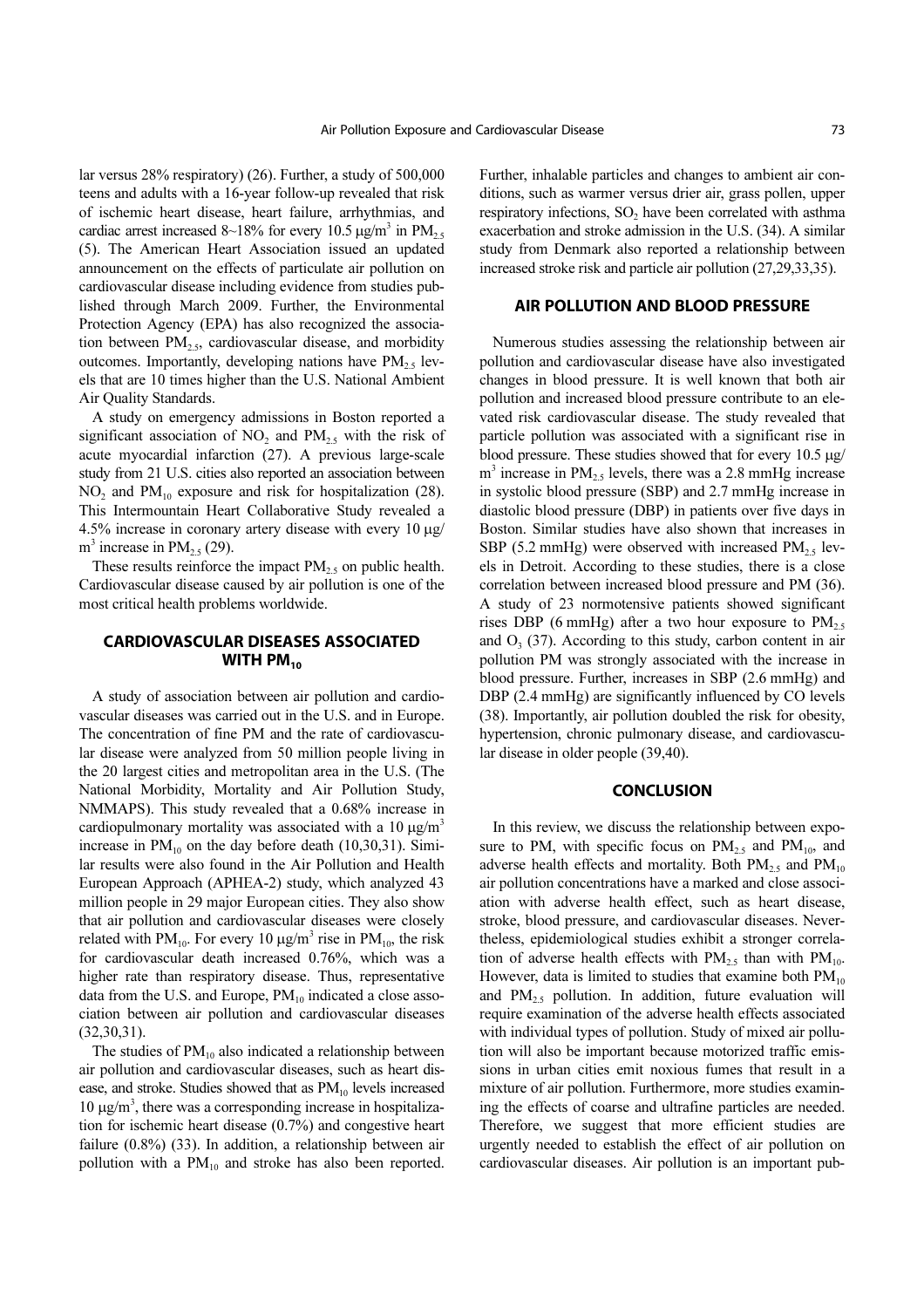lar versus 28% respiratory) (26). Further, a study of 500,000 teens and adults with a 16-year follow-up revealed that risk of ischemic heart disease, heart failure, arrhythmias, and cardiac arrest increased 8~18% for every 10.5 μg/m$^3$ in $PM_{2.5}$ (5). The American Heart Association issued an updated announcement on the effects of particulate air pollution on cardiovascular disease including evidence from studies published through March 2009. Further, the Environmental Protection Agency (EPA) has also recognized the association between $PM_{2.5}$, cardiovascular disease, and morbidity outcomes. Importantly, developing nations have $PM_{2.5}$ levels that are 10 times higher than the U.S. National Ambient Air Quality Standards.

A study on emergency admissions in Boston reported a significant association of $NO_2$ and $PM_{2.5}$ with the risk of acute myocardial infarction (27). A previous large-scale study from 21 U.S. cities also reported an association between $NO_2$ and $PM_{10}$ exposure and risk for hospitalization (28). This Intermountain Heart Collaborative Study revealed a 4.5% increase in coronary artery disease with every 10 μg/m$^3$ increase in $PM_{2.5}$ (29).

These results reinforce the impact $PM_{2.5}$ on public health. Cardiovascular disease caused by air pollution is one of the most critical health problems worldwide.

## CARDIOVASCULAR DISEASES ASSOCIATED WITH $PM_{10}$

A study of association between air pollution and cardiovascular diseases was carried out in the U.S. and in Europe. The concentration of fine PM and the rate of cardiovascular disease were analyzed from 50 million people living in the 20 largest cities and metropolitan area in the U.S. (The National Morbidity, Mortality and Air Pollution Study, NMMAPS). This study revealed that a 0.68% increase in cardiopulmonary mortality was associated with a 10 μg/m$^3$ increase in $PM_{10}$ on the day before death (10,30,31). Similar results were also found in the Air Pollution and Health European Approach (APHEA-2) study, which analyzed 43 million people in 29 major European cities. They also show that air pollution and cardiovascular diseases were closely related with $PM_{10}$. For every 10 μg/m$^3$ rise in $PM_{10}$, the risk for cardiovascular death increased 0.76%, which was a higher rate than respiratory disease. Thus, representative data from the U.S. and Europe, $PM_{10}$ indicated a close association between air pollution and cardiovascular diseases (32,30,31).

The studies of $PM_{10}$ also indicated a relationship between air pollution and cardiovascular diseases, such as heart disease, and stroke. Studies showed that as $PM_{10}$ levels increased 10 μg/m$^3$, there was a corresponding increase in hospitalization for ischemic heart disease (0.7%) and congestive heart failure (0.8%) (33). In addition, a relationship between air pollution with a $PM_{10}$ and stroke has also been reported. Further, inhalable particles and changes to ambient air conditions, such as warmer versus drier air, grass pollen, upper respiratory infections, $SO_2$ have been correlated with asthma exacerbation and stroke admission in the U.S. (34). A similar study from Denmark also reported a relationship between increased stroke risk and particle air pollution (27,29,33,35).

## AIR POLLUTION AND BLOOD PRESSURE

Numerous studies assessing the relationship between air pollution and cardiovascular disease have also investigated changes in blood pressure. It is well known that both air pollution and increased blood pressure contribute to an elevated risk cardiovascular disease. The study revealed that particle pollution was associated with a significant rise in blood pressure. These studies showed that for every 10.5 μg/m$^3$ increase in $PM_{2.5}$ levels, there was a 2.8 mmHg increase in systolic blood pressure (SBP) and 2.7 mmHg increase in diastolic blood pressure (DBP) in patients over five days in Boston. Similar studies have also shown that increases in SBP (5.2 mmHg) were observed with increased $PM_{2.5}$ levels in Detroit. According to these studies, there is a close correlation between increased blood pressure and PM (36). A study of 23 normotensive patients showed significant rises DBP (6 mmHg) after a two hour exposure to $PM_{2.5}$ and $O_3$ (37). According to this study, carbon content in air pollution PM was strongly associated with the increase in blood pressure. Further, increases in SBP (2.6 mmHg) and DBP (2.4 mmHg) are significantly influenced by CO levels (38). Importantly, air pollution doubled the risk for obesity, hypertension, chronic pulmonary disease, and cardiovascular disease in older people (39,40).

## CONCLUSION

In this review, we discuss the relationship between exposure to PM, with specific focus on $PM_{2.5}$ and $PM_{10}$, and adverse health effects and mortality. Both $PM_{2.5}$ and $PM_{10}$ air pollution concentrations have a marked and close association with adverse health effect, such as heart disease, stroke, blood pressure, and cardiovascular diseases. Nevertheless, epidemiological studies exhibit a stronger correlation of adverse health effects with $PM_{2.5}$ than with $PM_{10}$. However, data is limited to studies that examine both $PM_{10}$ and $PM_{2.5}$ pollution. In addition, future evaluation will require examination of the adverse health effects associated with individual types of pollution. Study of mixed air pollution will also be important because motorized traffic emissions in urban cities emit noxious fumes that result in a mixture of air pollution. Furthermore, more studies examining the effects of coarse and ultrafine particles are needed. Therefore, we suggest that more efficient studies are urgently needed to establish the effect of air pollution on cardiovascular diseases. Air pollution is an important pub-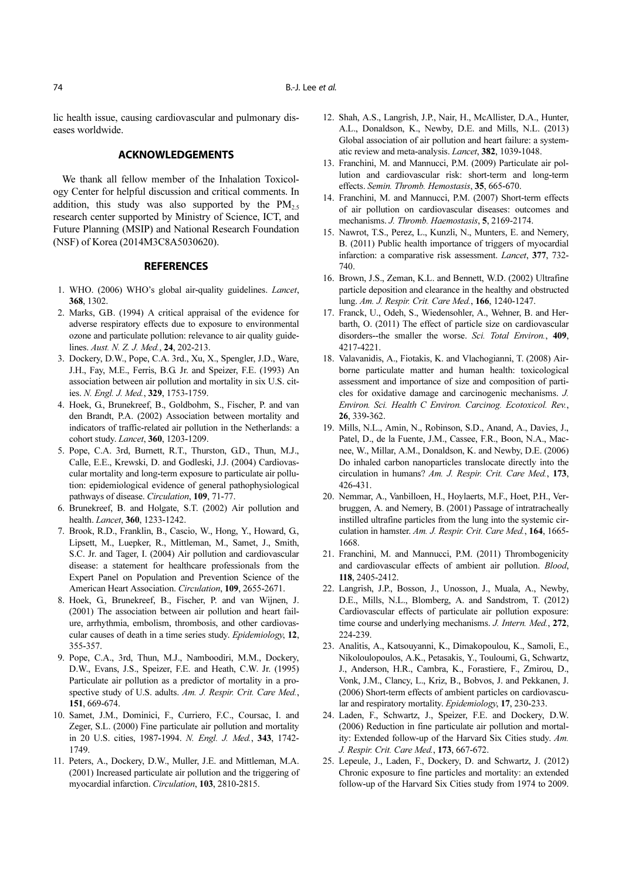lic health issue, causing cardiovascular and pulmonary diseases worldwide.

## ACKNOWLEDGEMENTS

We thank all fellow member of the Inhalation Toxicology Center for helpful discussion and critical comments. In addition, this study was also supported by the $PM_{2.5}$ research center supported by Ministry of Science, ICT, and Future Planning (MSIP) and National Research Foundation (NSF) of Korea (2014M3C8A5030620).

## REFERENCES

1. WHO. (2006) WHO's global air-quality guidelines. *Lancet*, **368**, 1302.
2. Marks, G.B. (1994) A critical appraisal of the evidence for adverse respiratory effects due to exposure to environmental ozone and particulate pollution: relevance to air quality guidelines. *Aust. N. Z. J. Med.*, **24**, 202-213.
3. Dockery, D.W., Pope, C.A. 3rd., Xu, X., Spengler, J.D., Ware, J.H., Fay, M.E., Ferris, B.G. Jr. and Speizer, F.E. (1993) An association between air pollution and mortality in six U.S. cities. *N. Engl. J. Med.*, **329**, 1753-1759.
4. Hoek, G., Brunekreef, B., Goldbohm, S., Fischer, P. and van den Brandt, P.A. (2002) Association between mortality and indicators of traffic-related air pollution in the Netherlands: a cohort study. *Lancet*, **360**, 1203-1209.
5. Pope, C.A. 3rd, Burnett, R.T., Thurston, G.D., Thun, M.J., Calle, E.E., Krewski, D. and Godleski, J.J. (2004) Cardiovascular mortality and long-term exposure to particulate air pollution: epidemiological evidence of general pathophysiological pathways of disease. *Circulation*, **109**, 71-77.
6. Brunekreef, B. and Holgate, S.T. (2002) Air pollution and health. *Lancet*, **360**, 1233-1242.
7. Brook, R.D., Franklin, B., Cascio, W., Hong, Y., Howard, G., Lipsett, M., Luepker, R., Mittleman, M., Samet, J., Smith, S.C. Jr. and Tager, I. (2004) Air pollution and cardiovascular disease: a statement for healthcare professionals from the Expert Panel on Population and Prevention Science of the American Heart Association. *Circulation*, **109**, 2655-2671.
8. Hoek, G., Brunekreef, B., Fischer, P. and van Wijnen, J. (2001) The association between air pollution and heart failure, arrhythmia, embolism, thrombosis, and other cardiovascular causes of death in a time series study. *Epidemiology*, **12**, 355-357.
9. Pope, C.A., 3rd, Thun, M.J., Namboodiri, M.M., Dockery, D.W., Evans, J.S., Speizer, F.E. and Heath, C.W. Jr. (1995) Particulate air pollution as a predictor of mortality in a prospective study of U.S. adults. *Am. J. Respir. Crit. Care Med.*, **151**, 669-674.
10. Samet, J.M., Dominici, F., Curriero, F.C., Coursac, I. and Zeger, S.L. (2000) Fine particulate air pollution and mortality in 20 U.S. cities, 1987-1994. *N. Engl. J. Med.*, **343**, 1742-1749.
11. Peters, A., Dockery, D.W., Muller, J.E. and Mittleman, M.A. (2001) Increased particulate air pollution and the triggering of myocardial infarction. *Circulation*, **103**, 2810-2815.
12. Shah, A.S., Langrish, J.P., Nair, H., McAllister, D.A., Hunter, A.L., Donaldson, K., Newby, D.E. and Mills, N.L. (2013) Global association of air pollution and heart failure: a systematic review and meta-analysis. *Lancet*, **382**, 1039-1048.
13. Franchini, M. and Mannucci, P.M. (2009) Particulate air pollution and cardiovascular risk: short-term and long-term effects. *Semin. Thromb. Hemostasis*, **35**, 665-670.
14. Franchini, M. and Mannucci, P.M. (2007) Short-term effects of air pollution on cardiovascular diseases: outcomes and mechanisms. *J. Thromb. Haemostasis*, **5**, 2169-2174.
15. Nawrot, T.S., Perez, L., Kunzli, N., Munters, E. and Nemery, B. (2011) Public health importance of triggers of myocardial infarction: a comparative risk assessment. *Lancet*, **377**, 732-740.
16. Brown, J.S., Zeman, K.L. and Bennett, W.D. (2002) Ultrafine particle deposition and clearance in the healthy and obstructed lung. *Am. J. Respir. Crit. Care Med.*, **166**, 1240-1247.
17. Franck, U., Odeh, S., Wiedensohler, A., Wehner, B. and Herbarth, O. (2011) The effect of particle size on cardiovascular disorders--the smaller the worse. *Sci. Total Environ.*, **409**, 4217-4221.
18. Valavanidis, A., Fiotakis, K. and Vlachogianni, T. (2008) Airborne particulate matter and human health: toxicological assessment and importance of size and composition of particles for oxidative damage and carcinogenic mechanisms. *J. Environ. Sci. Health C Environ. Carcinog. Ecotoxicol. Rev.*, **26**, 339-362.
19. Mills, N.L., Amin, N., Robinson, S.D., Anand, A., Davies, J., Patel, D., de la Fuente, J.M., Cassee, F.R., Boon, N.A., Macnee, W., Millar, A.M., Donaldson, K. and Newby, D.E. (2006) Do inhaled carbon nanoparticles translocate directly into the circulation in humans? *Am. J. Respir. Crit. Care Med.*, **173**, 426-431.
20. Nemmar, A., Vanbilloen, H., Hoylaerts, M.F., Hoet, P.H., Verbruggen, A. and Nemery, B. (2001) Passage of intratracheally instilled ultrafine particles from the lung into the systemic circulation in hamster. *Am. J. Respir. Crit. Care Med.*, **164**, 1665-1668.
21. Franchini, M. and Mannucci, P.M. (2011) Thrombogenicity and cardiovascular effects of ambient air pollution. *Blood*, **118**, 2405-2412.
22. Langrish, J.P., Bosson, J., Unosson, J., Muala, A., Newby, D.E., Mills, N.L., Blomberg, A. and Sandstrom, T. (2012) Cardiovascular effects of particulate air pollution exposure: time course and underlying mechanisms. *J. Intern. Med.*, **272**, 224-239.
23. Analitis, A., Katsouyanni, K., Dimakopoulou, K., Samoli, E., Nikoloulopoulos, A.K., Petasakis, Y., Touloumi, G., Schwartz, J., Anderson, H.R., Cambra, K., Forastiere, F., Zmirou, D., Vonk, J.M., Clancy, L., Kriz, B., Bobvos, J. and Pekkanen, J. (2006) Short-term effects of ambient particles on cardiovascular and respiratory mortality. *Epidemiology*, **17**, 230-233.
24. Laden, F., Schwartz, J., Speizer, F.E. and Dockery, D.W. (2006) Reduction in fine particulate air pollution and mortality: Extended follow-up of the Harvard Six Cities study. *Am. J. Respir. Crit. Care Med.*, **173**, 667-672.
25. Lepeule, J., Laden, F., Dockery, D. and Schwartz, J. (2012) Chronic exposure to fine particles and mortality: an extended follow-up of the Harvard Six Cities study from 1974 to 2009.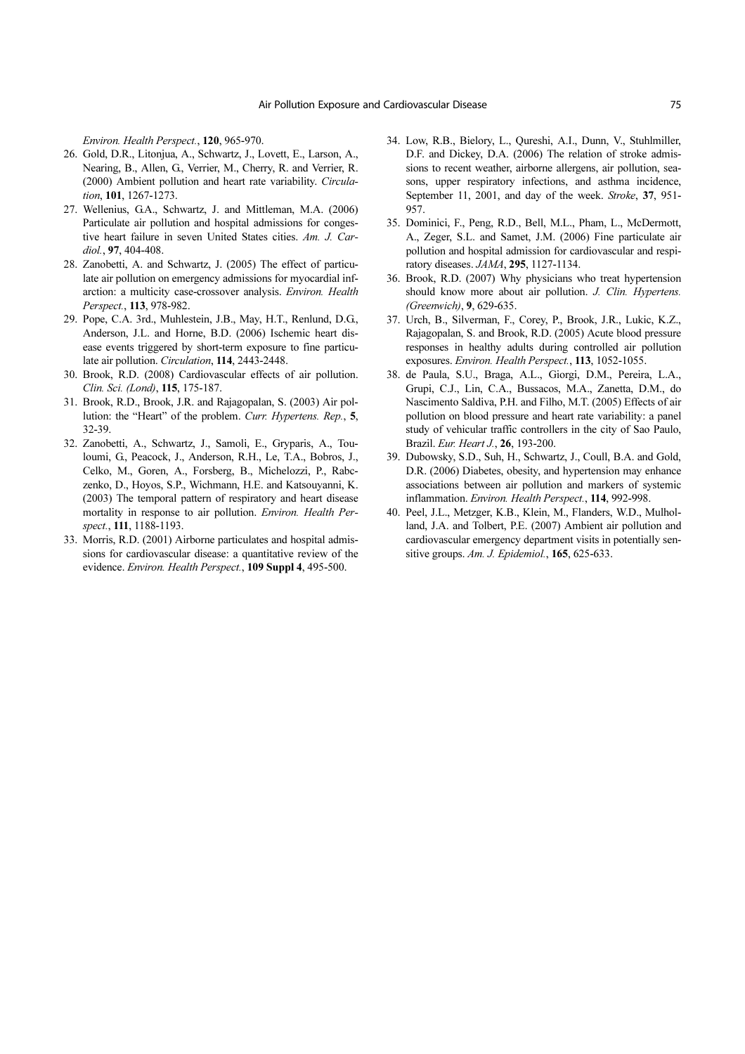*Environ. Health Perspect.*, **120**, 965-970.

26. Gold, D.R., Litonjua, A., Schwartz, J., Lovett, E., Larson, A., Nearing, B., Allen, G., Verrier, M., Cherry, R. and Verrier, R. (2000) Ambient pollution and heart rate variability. *Circulation*, **101**, 1267-1273.
27. Wellenius, G.A., Schwartz, J. and Mittleman, M.A. (2006) Particulate air pollution and hospital admissions for congestive heart failure in seven United States cities. *Am. J. Cardiol.*, **97**, 404-408.
28. Zanobetti, A. and Schwartz, J. (2005) The effect of particulate air pollution on emergency admissions for myocardial infarction: a multicity case-crossover analysis. *Environ. Health Perspect.*, **113**, 978-982.
29. Pope, C.A. 3rd., Muhlestein, J.B., May, H.T., Renlund, D.G., Anderson, J.L. and Horne, B.D. (2006) Ischemic heart disease events triggered by short-term exposure to fine particulate air pollution. *Circulation*, **114**, 2443-2448.
30. Brook, R.D. (2008) Cardiovascular effects of air pollution. *Clin. Sci. (Lond)*, **115**, 175-187.
31. Brook, R.D., Brook, J.R. and Rajagopalan, S. (2003) Air pollution: the "Heart" of the problem. *Curr. Hypertens. Rep.*, **5**, 32-39.
32. Zanobetti, A., Schwartz, J., Samoli, E., Gryparis, A., Touloumi, G., Peacock, J., Anderson, R.H., Le, T.A., Bobros, J., Celko, M., Goren, A., Forsberg, B., Michelozzi, P., Rabczenko, D., Hoyos, S.P., Wichmann, H.E. and Katsouyanni, K. (2003) The temporal pattern of respiratory and heart disease mortality in response to air pollution. *Environ. Health Perspect.*, **111**, 1188-1193.
33. Morris, R.D. (2001) Airborne particulates and hospital admissions for cardiovascular disease: a quantitative review of the evidence. *Environ. Health Perspect.*, **109 Suppl 4**, 495-500.
34. Low, R.B., Bielory, L., Qureshi, A.I., Dunn, V., Stuhlmiller, D.F. and Dickey, D.A. (2006) The relation of stroke admissions to recent weather, airborne allergens, air pollution, seasons, upper respiratory infections, and asthma incidence, September 11, 2001, and day of the week. *Stroke*, **37**, 951-957.
35. Dominici, F., Peng, R.D., Bell, M.L., Pham, L., McDermott, A., Zeger, S.L. and Samet, J.M. (2006) Fine particulate air pollution and hospital admission for cardiovascular and respiratory diseases. *JAMA*, **295**, 1127-1134.
36. Brook, R.D. (2007) Why physicians who treat hypertension should know more about air pollution. *J. Clin. Hypertens. (Greenwich)*, **9**, 629-635.
37. Urch, B., Silverman, F., Corey, P., Brook, J.R., Lukic, K.Z., Rajagopalan, S. and Brook, R.D. (2005) Acute blood pressure responses in healthy adults during controlled air pollution exposures. *Environ. Health Perspect.*, **113**, 1052-1055.
38. de Paula, S.U., Braga, A.L., Giorgi, D.M., Pereira, L.A., Grupi, C.J., Lin, C.A., Bussacos, M.A., Zanetta, D.M., do Nascimento Saldiva, P.H. and Filho, M.T. (2005) Effects of air pollution on blood pressure and heart rate variability: a panel study of vehicular traffic controllers in the city of Sao Paulo, Brazil. *Eur. Heart J.*, **26**, 193-200.
39. Dubowsky, S.D., Suh, H., Schwartz, J., Coull, B.A. and Gold, D.R. (2006) Diabetes, obesity, and hypertension may enhance associations between air pollution and markers of systemic inflammation. *Environ. Health Perspect.*, **114**, 992-998.
40. Peel, J.L., Metzger, K.B., Klein, M., Flanders, W.D., Mulholland, J.A. and Tolbert, P.E. (2007) Ambient air pollution and cardiovascular emergency department visits in potentially sensitive groups. *Am. J. Epidemiol.*, **165**, 625-633.